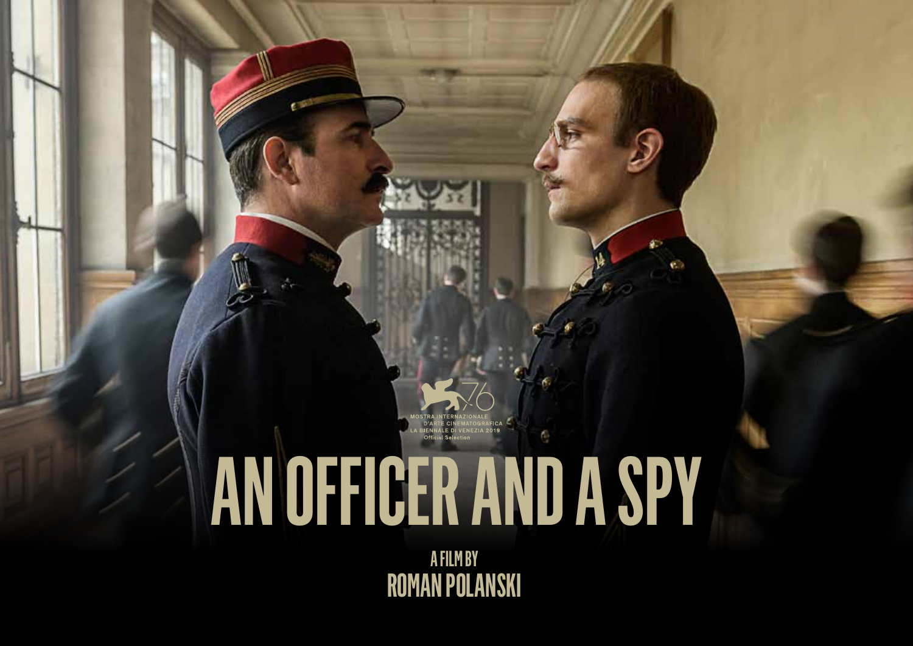MOSTRA INTERNAZIONALE D'ARTE CINEMATOGRAFICA
LA BIENNALE DI VENEZIA 2019
Official Selection

# AN OFFICER AND A SPY

A FILM BY
**ROMAN POLANSKI**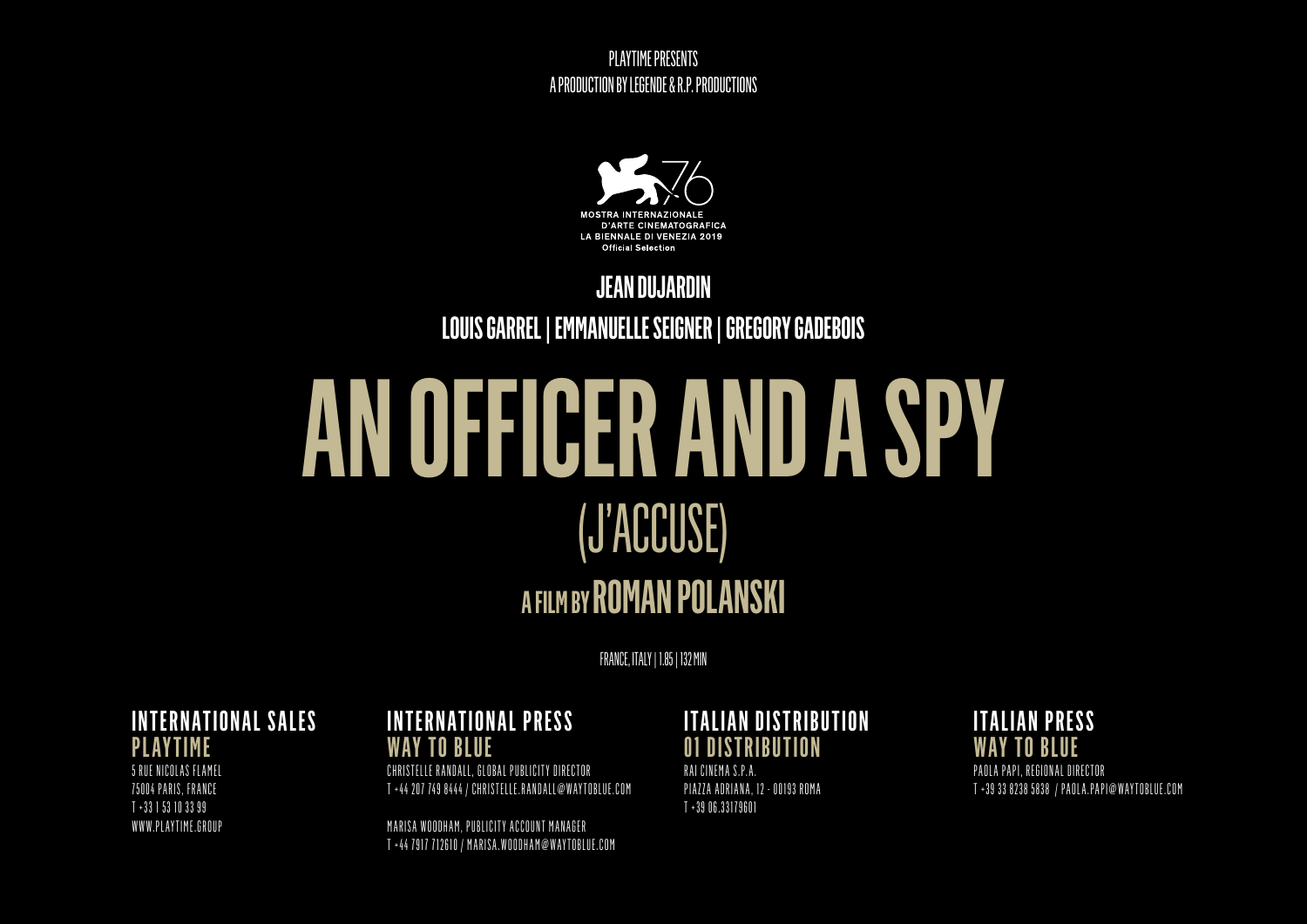PLAYTIME PRESENTS
A PRODUCTION BY LEGENDE & R.P. PRODUCTIONS

MOSTRA INTERNAZIONALE
D'ARTE CINEMATOGRAFICA
LA BIENNALE DI VENEZIA 2019
Official Selection

**JEAN DUJARDIN**

**LOUIS GARREL | EMMANUELLE SEIGNER | GREGORY GADEBOIS**

# AN OFFICER AND A SPY

## (J'ACCUSE)

**A FILM BY ROMAN POLANSKI**

FRANCE, ITALY | 1.85 | 132 MIN

### INTERNATIONAL SALES
**PLAYTIME**

5 RUE NICOLAS FLAMEL
75004 PARIS, FRANCE
T +33 1 53 10 33 99
WWW.PLAYTIME.GROUP

### INTERNATIONAL PRESS
**WAY TO BLUE**

CHRISTELLE RANDALL, GLOBAL PUBLICITY DIRECTOR
T +44 207 749 8444 / CHRISTELLE.RANDALL@WAYTOBLUE.COM

MARISA WOODHAM, PUBLICITY ACCOUNT MANAGER
T +44 7917 712610 / MARISA.WOODHAM@WAYTOBLUE.COM

### ITALIAN DISTRIBUTION
**01 DISTRIBUTION**

RAI CINEMA S.P.A.
PIAZZA ADRIANA, 12 - 00193 ROMA
T +39 06.33179601

### ITALIAN PRESS
**WAY TO BLUE**

PAOLA PAPI, REGIONAL DIRECTOR
T +39 33 8238 5838 / PAOLA.PAPI@WAYTOBLUE.COM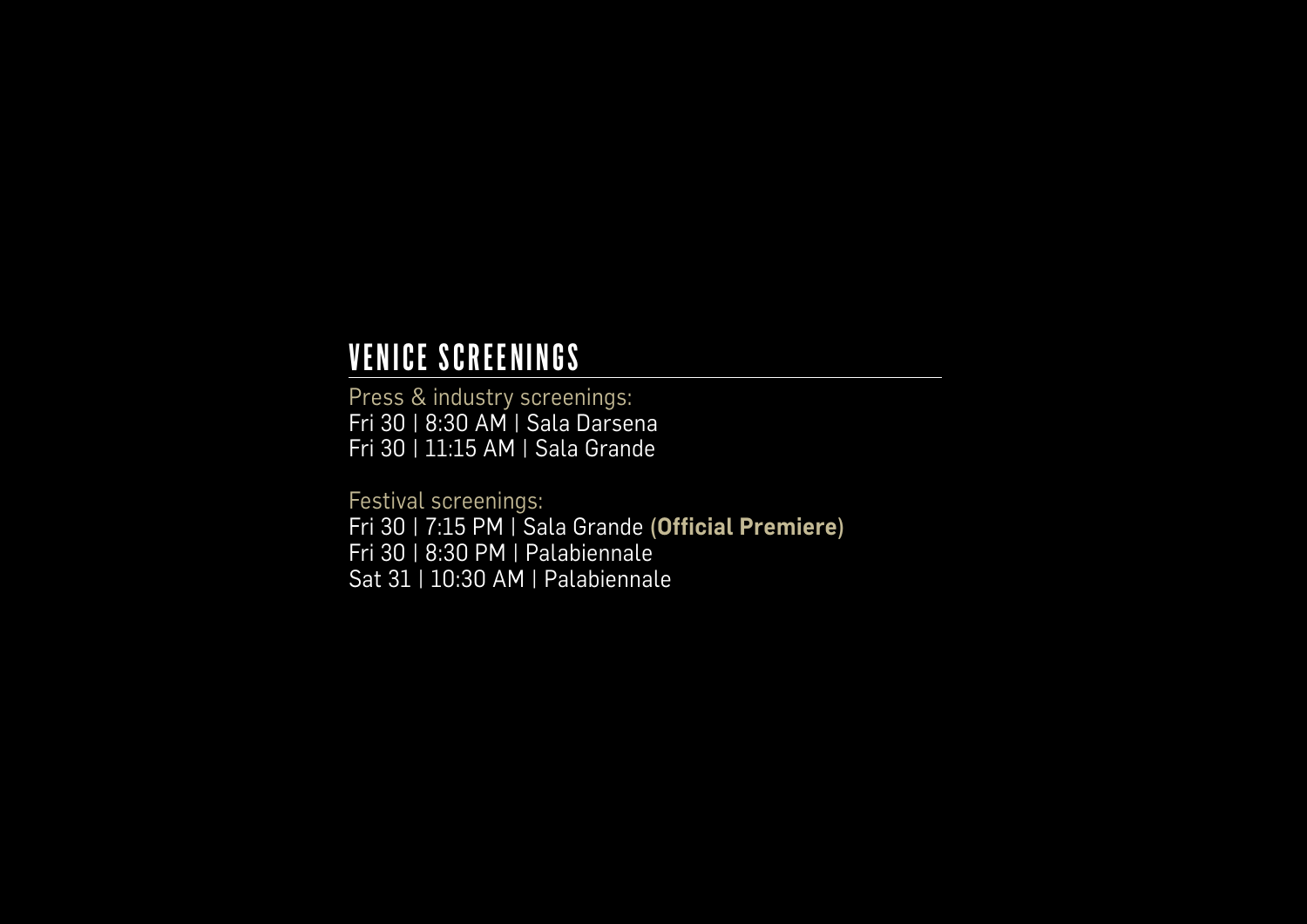## VENICE SCREENINGS

Press & industry screenings:
Fri 30 | 8:30 AM | Sala Darsena
Fri 30 | 11:15 AM | Sala Grande

Festival screenings:
Fri 30 | 7:15 PM | Sala Grande **(Official Premiere)**
Fri 30 | 8:30 PM | Palabiennale
Sat 31 | 10:30 AM | Palabiennale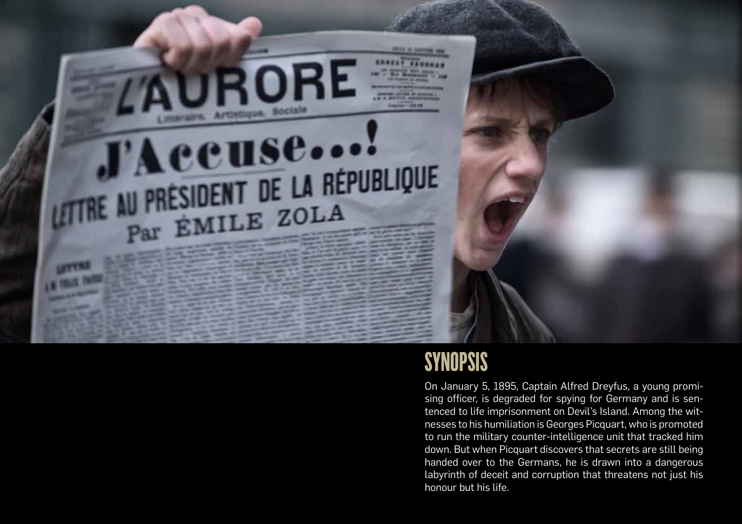## SYNOPSIS

On January 5, 1895, Captain Alfred Dreyfus, a young promising officer, is degraded for spying for Germany and is sentenced to life imprisonment on Devil's Island. Among the witnesses to his humiliation is Georges Picquart, who is promoted to run the military counter-intelligence unit that tracked him down. But when Picquart discovers that secrets are still being handed over to the Germans, he is drawn into a dangerous labyrinth of deceit and corruption that threatens not just his honour but his life.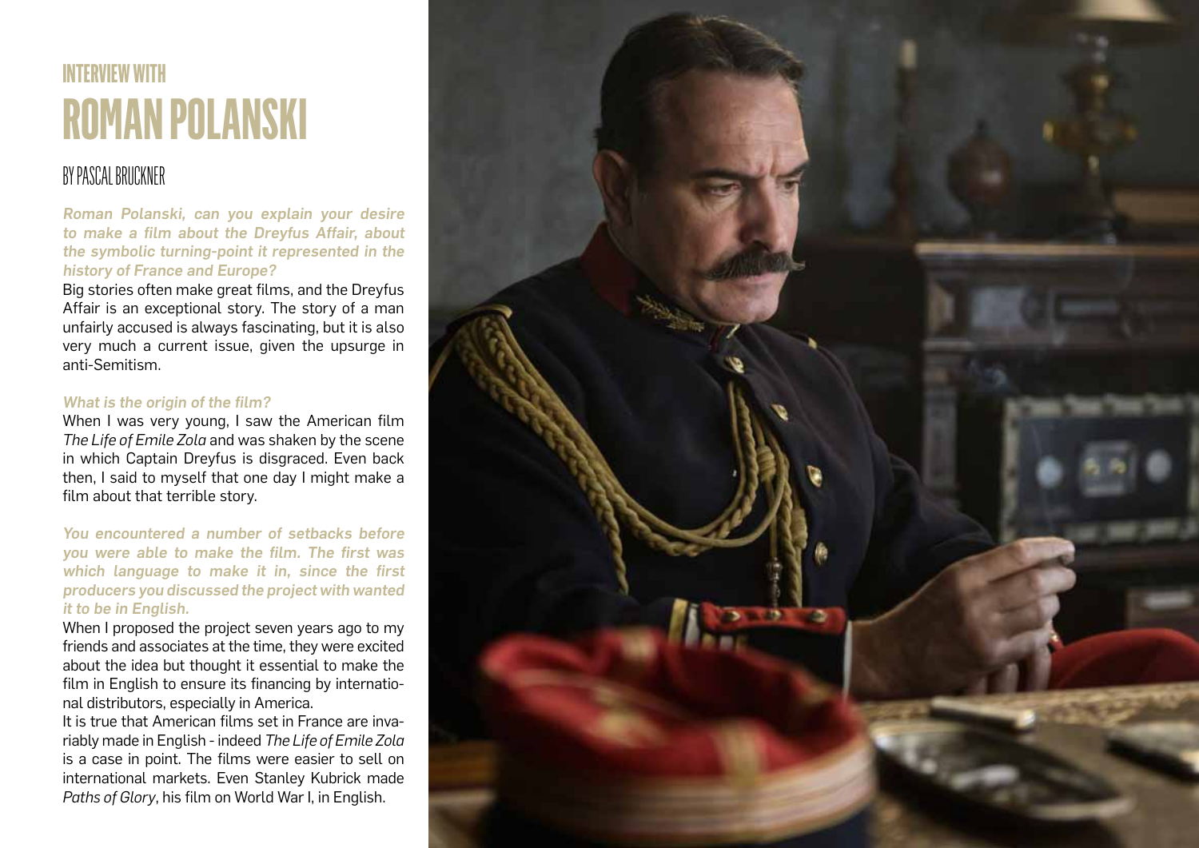# INTERVIEW WITH
# ROMAN POLANSKI

BY PASCAL BRUCKNER

***Roman Polanski, can you explain your desire to make a film about the Dreyfus Affair, about the symbolic turning-point it represented in the history of France and Europe?***

Big stories often make great films, and the Dreyfus Affair is an exceptional story. The story of a man unfairly accused is always fascinating, but it is also very much a current issue, given the upsurge in anti-Semitism.

***What is the origin of the film?***

When I was very young, I saw the American film *The Life of Emile Zola* and was shaken by the scene in which Captain Dreyfus is disgraced. Even back then, I said to myself that one day I might make a film about that terrible story.

***You encountered a number of setbacks before you were able to make the film. The first was which language to make it in, since the first producers you discussed the project with wanted it to be in English.***

When I proposed the project seven years ago to my friends and associates at the time, they were excited about the idea but thought it essential to make the film in English to ensure its financing by international distributors, especially in America.

It is true that American films set in France are invariably made in English - indeed *The Life of Emile Zola* is a case in point. The films were easier to sell on international markets. Even Stanley Kubrick made *Paths of Glory*, his film on World War I, in English.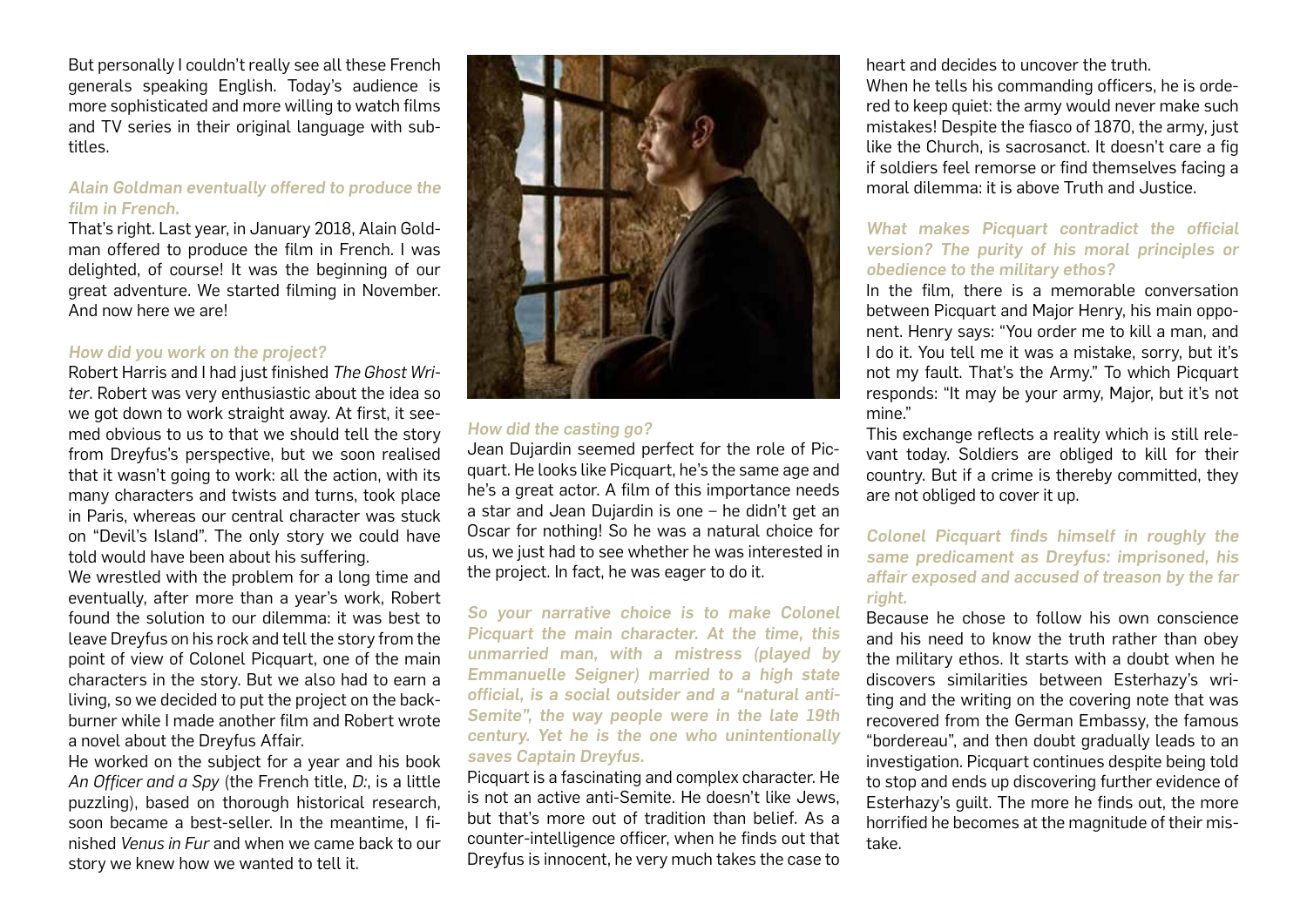But personally I couldn't really see all these French generals speaking English. Today's audience is more sophisticated and more willing to watch films and TV series in their original language with subtitles.

***Alain Goldman eventually offered to produce the film in French.***

That's right. Last year, in January 2018, Alain Goldman offered to produce the film in French. I was delighted, of course! It was the beginning of our great adventure. We started filming in November. And now here we are!

***How did you work on the project?***

Robert Harris and I had just finished *The Ghost Writer*. Robert was very enthusiastic about the idea so we got down to work straight away. At first, it seemed obvious to us to that we should tell the story from Dreyfus's perspective, but we soon realised that it wasn't going to work: all the action, with its many characters and twists and turns, took place in Paris, whereas our central character was stuck on "Devil's Island". The only story we could have told would have been about his suffering.

We wrestled with the problem for a long time and eventually, after more than a year's work, Robert found the solution to our dilemma: it was best to leave Dreyfus on his rock and tell the story from the point of view of Colonel Picquart, one of the main characters in the story. But we also had to earn a living, so we decided to put the project on the backburner while I made another film and Robert wrote a novel about the Dreyfus Affair.

He worked on the subject for a year and his book *An Officer and a Spy* (the French title, *D:*, is a little puzzling), based on thorough historical research, soon became a best-seller. In the meantime, I finished *Venus in Fur* and when we came back to our story we knew how we wanted to tell it.

***How did the casting go?***

Jean Dujardin seemed perfect for the role of Picquart. He looks like Picquart, he's the same age and he's a great actor. A film of this importance needs a star and Jean Dujardin is one – he didn't get an Oscar for nothing! So he was a natural choice for us, we just had to see whether he was interested in the project. In fact, he was eager to do it.

***So your narrative choice is to make Colonel Picquart the main character. At the time, this unmarried man, with a mistress (played by Emmanuelle Seigner) married to a high state official, is a social outsider and a "natural anti-Semite", the way people were in the late 19th century. Yet he is the one who unintentionally saves Captain Dreyfus.***

Picquart is a fascinating and complex character. He is not an active anti-Semite. He doesn't like Jews, but that's more out of tradition than belief. As a counter-intelligence officer, when he finds out that Dreyfus is innocent, he very much takes the case to heart and decides to uncover the truth.

When he tells his commanding officers, he is ordered to keep quiet: the army would never make such mistakes! Despite the fiasco of 1870, the army, just like the Church, is sacrosanct. It doesn't care a fig if soldiers feel remorse or find themselves facing a moral dilemma: it is above Truth and Justice.

***What makes Picquart contradict the official version? The purity of his moral principles or obedience to the military ethos?***

In the film, there is a memorable conversation between Picquart and Major Henry, his main opponent. Henry says: "You order me to kill a man, and I do it. You tell me it was a mistake, sorry, but it's not my fault. That's the Army." To which Picquart responds: "It may be your army, Major, but it's not mine."

This exchange reflects a reality which is still relevant today. Soldiers are obliged to kill for their country. But if a crime is thereby committed, they are not obliged to cover it up.

***Colonel Picquart finds himself in roughly the same predicament as Dreyfus: imprisoned, his affair exposed and accused of treason by the far right.***

Because he chose to follow his own conscience and his need to know the truth rather than obey the military ethos. It starts with a doubt when he discovers similarities between Esterhazy's writing and the writing on the covering note that was recovered from the German Embassy, the famous "bordereau", and then doubt gradually leads to an investigation. Picquart continues despite being told to stop and ends up discovering further evidence of Esterhazy's guilt. The more he finds out, the more horrified he becomes at the magnitude of their mistake.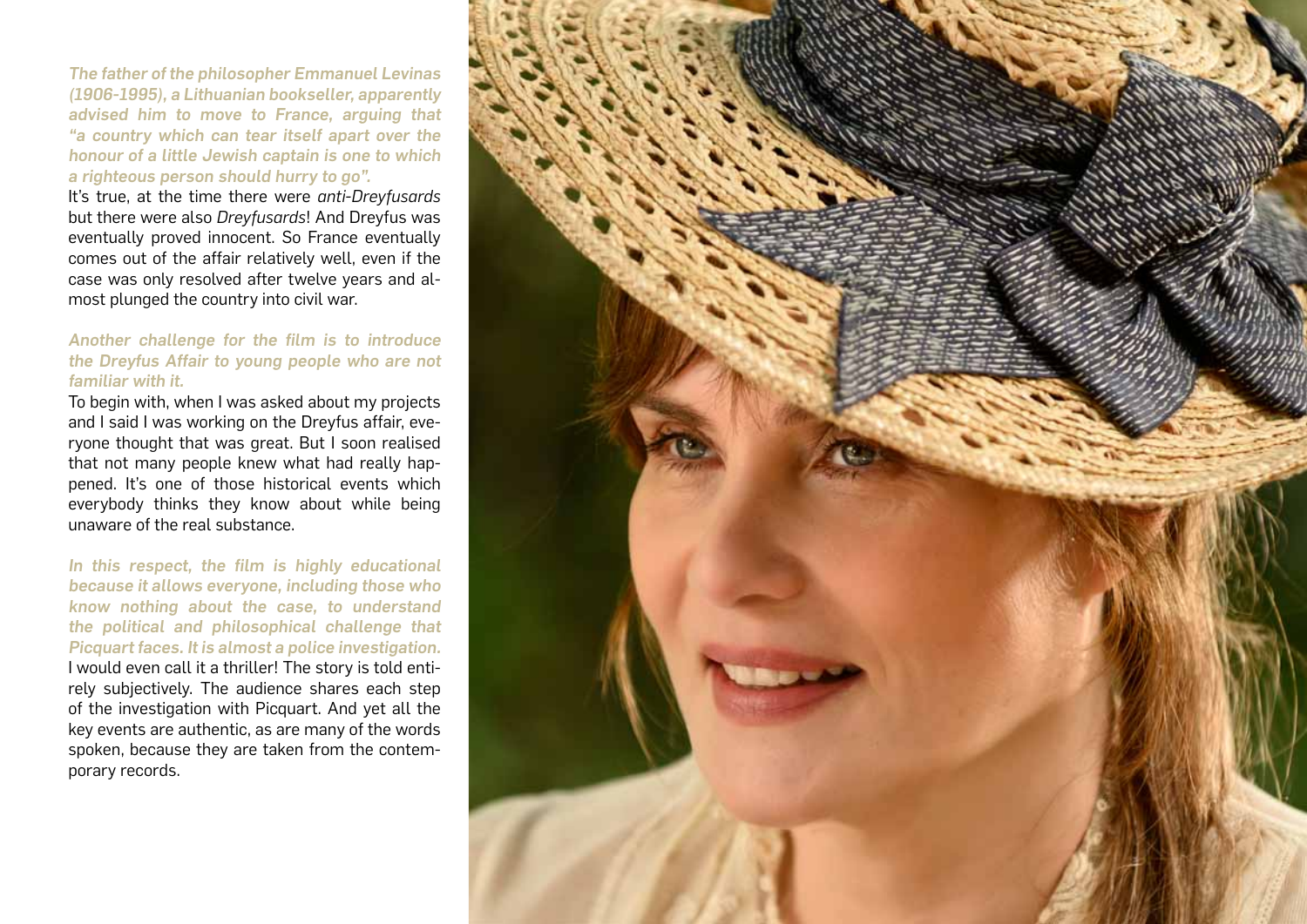***The father of the philosopher Emmanuel Levinas (1906-1995), a Lithuanian bookseller, apparently advised him to move to France, arguing that "a country which can tear itself apart over the honour of a little Jewish captain is one to which a righteous person should hurry to go".***

It's true, at the time there were *anti-Dreyfusards* but there were also *Dreyfusards*! And Dreyfus was eventually proved innocent. So France eventually comes out of the affair relatively well, even if the case was only resolved after twelve years and almost plunged the country into civil war.

***Another challenge for the film is to introduce the Dreyfus Affair to young people who are not familiar with it.***

To begin with, when I was asked about my projects and I said I was working on the Dreyfus affair, everyone thought that was great. But I soon realised that not many people knew what had really happened. It's one of those historical events which everybody thinks they know about while being unaware of the real substance.

***In this respect, the film is highly educational because it allows everyone, including those who know nothing about the case, to understand the political and philosophical challenge that Picquart faces. It is almost a police investigation.***

I would even call it a thriller! The story is told entirely subjectively. The audience shares each step of the investigation with Picquart. And yet all the key events are authentic, as are many of the words spoken, because they are taken from the contemporary records.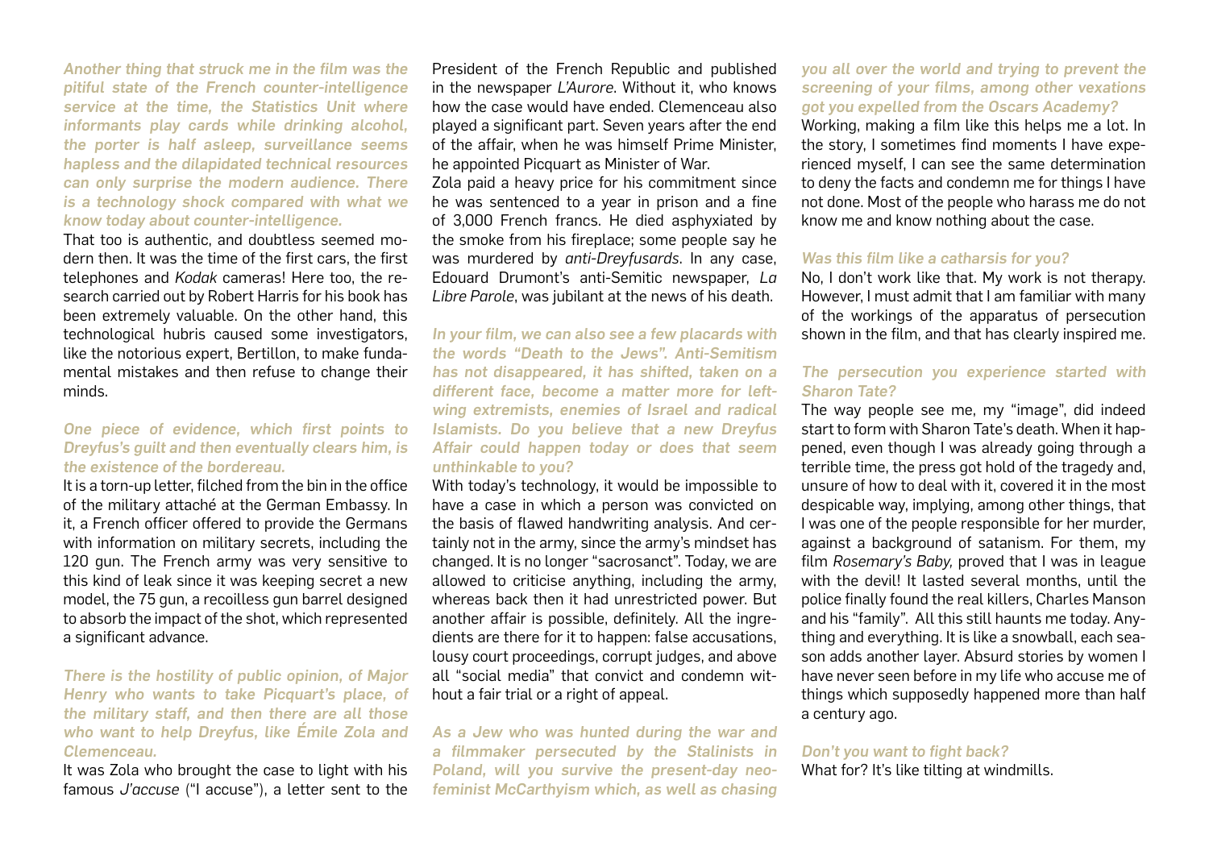***Another thing that struck me in the film was the pitiful state of the French counter-intelligence service at the time, the Statistics Unit where informants play cards while drinking alcohol, the porter is half asleep, surveillance seems hapless and the dilapidated technical resources can only surprise the modern audience. There is a technology shock compared with what we know today about counter-intelligence.***

That too is authentic, and doubtless seemed modern then. It was the time of the first cars, the first telephones and *Kodak* cameras! Here too, the research carried out by Robert Harris for his book has been extremely valuable. On the other hand, this technological hubris caused some investigators, like the notorious expert, Bertillon, to make fundamental mistakes and then refuse to change their minds.

***One piece of evidence, which first points to Dreyfus's guilt and then eventually clears him, is the existence of the bordereau.***

It is a torn-up letter, filched from the bin in the office of the military attaché at the German Embassy. In it, a French officer offered to provide the Germans with information on military secrets, including the 120 gun. The French army was very sensitive to this kind of leak since it was keeping secret a new model, the 75 gun, a recoilless gun barrel designed to absorb the impact of the shot, which represented a significant advance.

***There is the hostility of public opinion, of Major Henry who wants to take Picquart's place, of the military staff, and then there are all those who want to help Dreyfus, like Émile Zola and Clemenceau.***

It was Zola who brought the case to light with his famous *J'accuse* ("I accuse"), a letter sent to the President of the French Republic and published in the newspaper *L'Aurore*. Without it, who knows how the case would have ended. Clemenceau also played a significant part. Seven years after the end of the affair, when he was himself Prime Minister, he appointed Picquart as Minister of War.

Zola paid a heavy price for his commitment since he was sentenced to a year in prison and a fine of 3,000 French francs. He died asphyxiated by the smoke from his fireplace; some people say he was murdered by *anti-Dreyfusards*. In any case, Edouard Drumont's anti-Semitic newspaper, *La Libre Parole*, was jubilant at the news of his death.

***In your film, we can also see a few placards with the words "Death to the Jews". Anti-Semitism has not disappeared, it has shifted, taken on a different face, become a matter more for left-wing extremists, enemies of Israel and radical Islamists. Do you believe that a new Dreyfus Affair could happen today or does that seem unthinkable to you?***

With today's technology, it would be impossible to have a case in which a person was convicted on the basis of flawed handwriting analysis. And certainly not in the army, since the army's mindset has changed. It is no longer "sacrosanct". Today, we are allowed to criticise anything, including the army, whereas back then it had unrestricted power. But another affair is possible, definitely. All the ingredients are there for it to happen: false accusations, lousy court proceedings, corrupt judges, and above all "social media" that convict and condemn without a fair trial or a right of appeal.

***As a Jew who was hunted during the war and a filmmaker persecuted by the Stalinists in Poland, will you survive the present-day neo-feminist McCarthyism which, as well as chasing you all over the world and trying to prevent the screening of your films, among other vexations got you expelled from the Oscars Academy?***

Working, making a film like this helps me a lot. In the story, I sometimes find moments I have experienced myself, I can see the same determination to deny the facts and condemn me for things I have not done. Most of the people who harass me do not know me and know nothing about the case.

***Was this film like a catharsis for you?***

No, I don't work like that. My work is not therapy. However, I must admit that I am familiar with many of the workings of the apparatus of persecution shown in the film, and that has clearly inspired me.

***The persecution you experience started with Sharon Tate?***

The way people see me, my "image", did indeed start to form with Sharon Tate's death. When it happened, even though I was already going through a terrible time, the press got hold of the tragedy and, unsure of how to deal with it, covered it in the most despicable way, implying, among other things, that I was one of the people responsible for her murder, against a background of satanism. For them, my film *Rosemary's Baby,* proved that I was in league with the devil! It lasted several months, until the police finally found the real killers, Charles Manson and his "family". All this still haunts me today. Anything and everything. It is like a snowball, each season adds another layer. Absurd stories by women I have never seen before in my life who accuse me of things which supposedly happened more than half a century ago.

***Don't you want to fight back?***

What for? It's like tilting at windmills.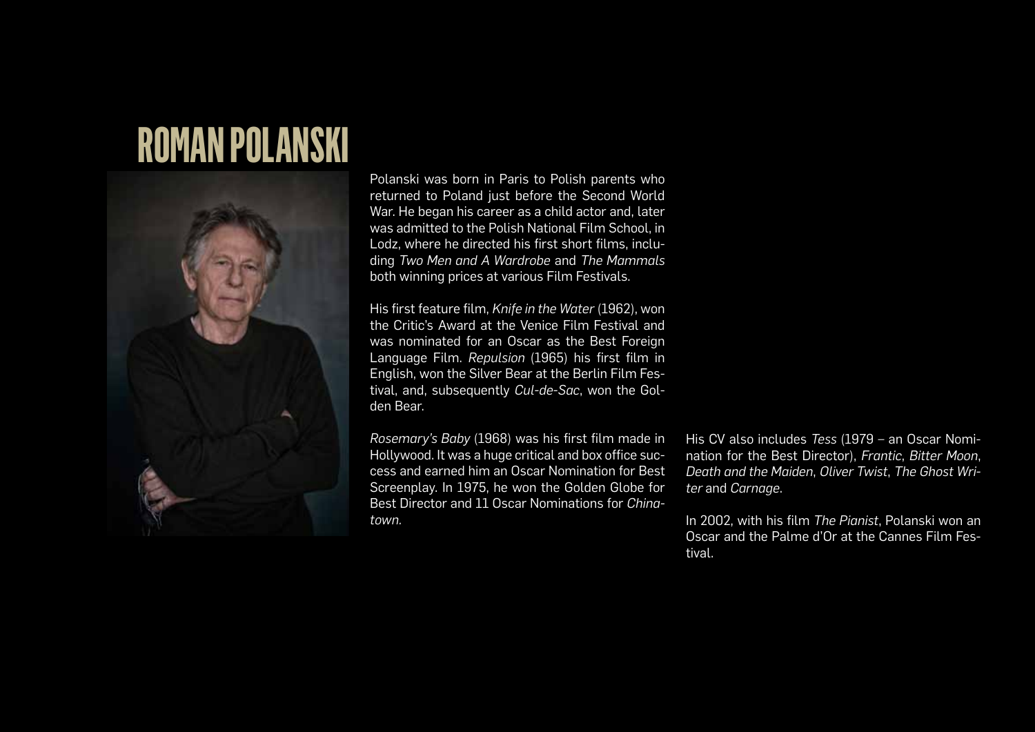# ROMAN POLANSKI

Polanski was born in Paris to Polish parents who returned to Poland just before the Second World War. He began his career as a child actor and, later was admitted to the Polish National Film School, in Lodz, where he directed his first short films, including *Two Men and A Wardrobe* and *The Mammals* both winning prices at various Film Festivals.

His first feature film, *Knife in the Water* (1962), won the Critic's Award at the Venice Film Festival and was nominated for an Oscar as the Best Foreign Language Film. *Repulsion* (1965) his first film in English, won the Silver Bear at the Berlin Film Festival, and, subsequently *Cul-de-Sac*, won the Golden Bear.

*Rosemary's Baby* (1968) was his first film made in Hollywood. It was a huge critical and box office success and earned him an Oscar Nomination for Best Screenplay. In 1975, he won the Golden Globe for Best Director and 11 Oscar Nominations for *Chinatown.*

His CV also includes *Tess* (1979 – an Oscar Nomination for the Best Director), *Frantic*, *Bitter Moon*, *Death and the Maiden*, *Oliver Twist*, *The Ghost Writer* and *Carnage*.

In 2002, with his film *The Pianist*, Polanski won an Oscar and the Palme d'Or at the Cannes Film Festival.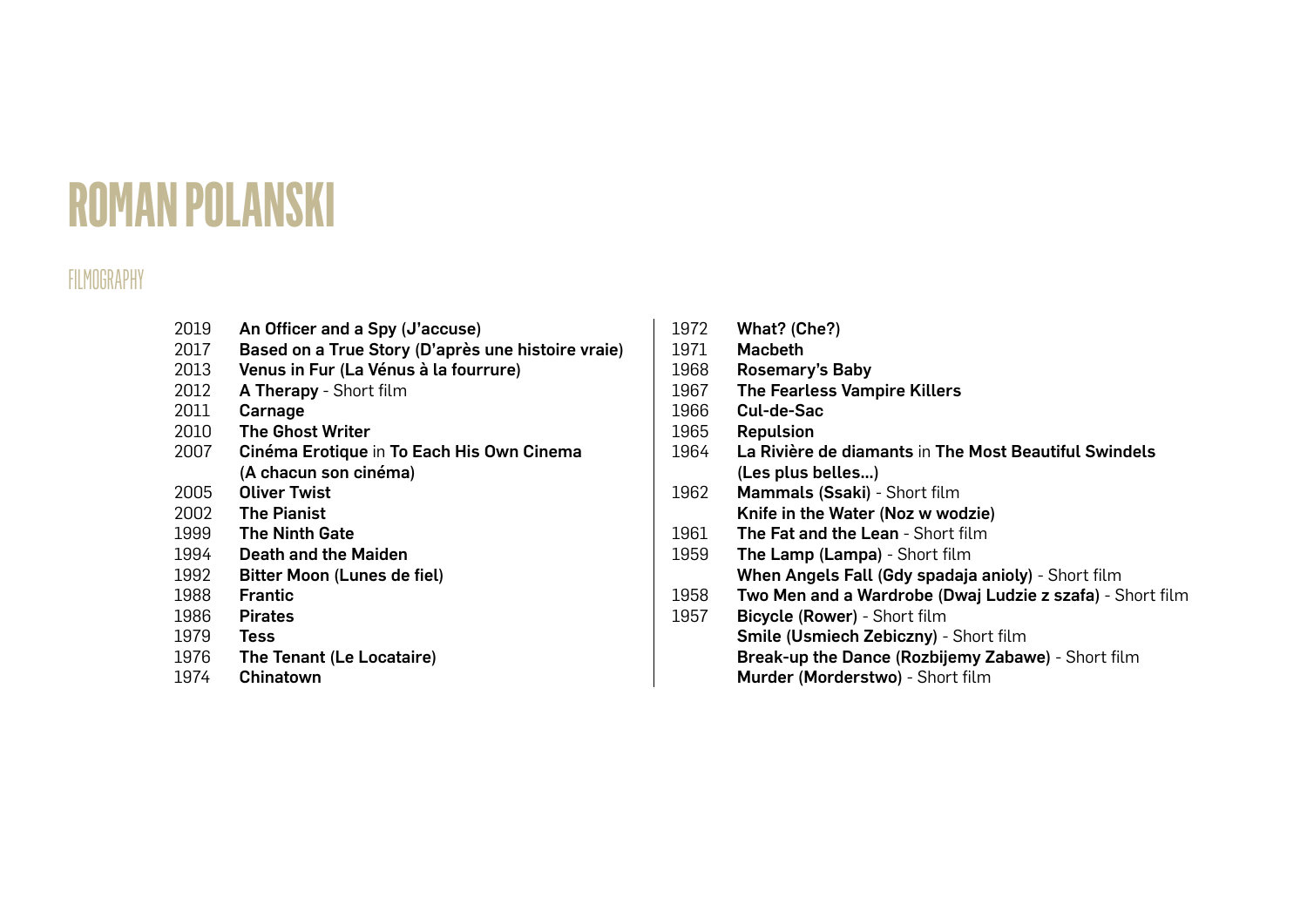# ROMAN POLANSKI

## FILMOGRAPHY

2019 **An Officer and a Spy (J'accuse)**
2017 **Based on a True Story (D'après une histoire vraie)**
2013 **Venus in Fur (La Vénus à la fourrure)**
2012 **A Therapy** - Short film
2011 **Carnage**
2010 **The Ghost Writer**
2007 **Cinéma Erotique** in **To Each His Own Cinema (A chacun son cinéma)**
2005 **Oliver Twist**
2002 **The Pianist**
1999 **The Ninth Gate**
1994 **Death and the Maiden**
1992 **Bitter Moon (Lunes de fiel)**
1988 **Frantic**
1986 **Pirates**
1979 **Tess**
1976 **The Tenant (Le Locataire)**
1974 **Chinatown**
1972 **What? (Che?)**
1971 **Macbeth**
1968 **Rosemary's Baby**
1967 **The Fearless Vampire Killers**
1966 **Cul-de-Sac**
1965 **Repulsion**
1964 **La Rivière de diamants** in **The Most Beautiful Swindels (Les plus belles...)**
1962 **Mammals (Ssaki)** - Short film
**Knife in the Water (Noz w wodzie)**
1961 **The Fat and the Lean** - Short film
1959 **The Lamp (Lampa)** - Short film
**When Angels Fall (Gdy spadaja anioly)** - Short film
1958 **Two Men and a Wardrobe (Dwaj Ludzie z szafa)** - Short film
1957 **Bicycle (Rower)** - Short film
**Smile (Usmiech Zebiczny)** - Short film
**Break-up the Dance (Rozbijemy Zabawe)** - Short film
**Murder (Morderstwo)** - Short film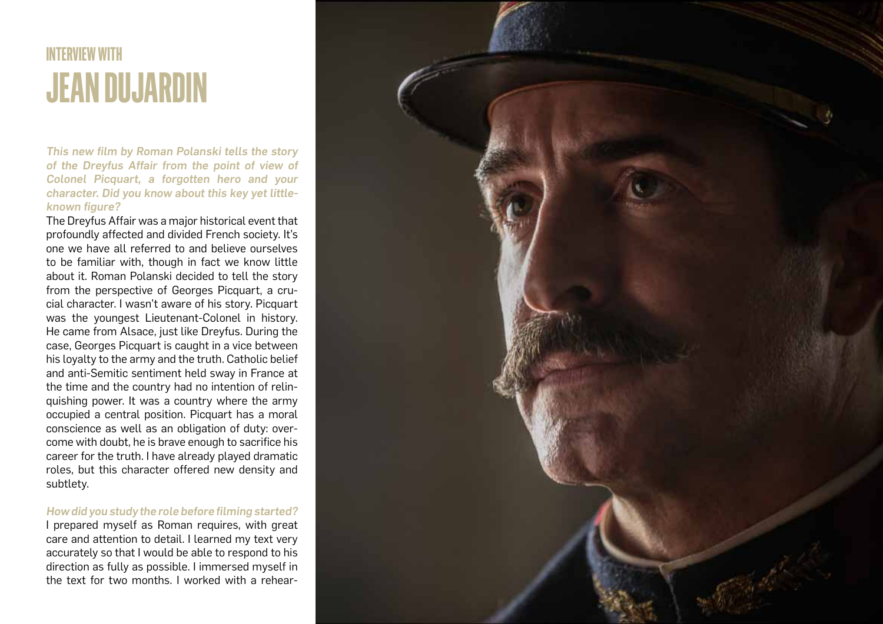# INTERVIEW WITH JEAN DUJARDIN

***This new film by Roman Polanski tells the story of the Dreyfus Affair from the point of view of Colonel Picquart, a forgotten hero and your character. Did you know about this key yet little-known figure?***

The Dreyfus Affair was a major historical event that profoundly affected and divided French society. It's one we have all referred to and believe ourselves to be familiar with, though in fact we know little about it. Roman Polanski decided to tell the story from the perspective of Georges Picquart, a crucial character. I wasn't aware of his story. Picquart was the youngest Lieutenant-Colonel in history. He came from Alsace, just like Dreyfus. During the case, Georges Picquart is caught in a vice between his loyalty to the army and the truth. Catholic belief and anti-Semitic sentiment held sway in France at the time and the country had no intention of relinquishing power. It was a country where the army occupied a central position. Picquart has a moral conscience as well as an obligation of duty: overcome with doubt, he is brave enough to sacrifice his career for the truth. I have already played dramatic roles, but this character offered new density and subtlety.

***How did you study the role before filming started?***

I prepared myself as Roman requires, with great care and attention to detail. I learned my text very accurately so that I would be able to respond to his direction as fully as possible. I immersed myself in the text for two months. I worked with a rehear-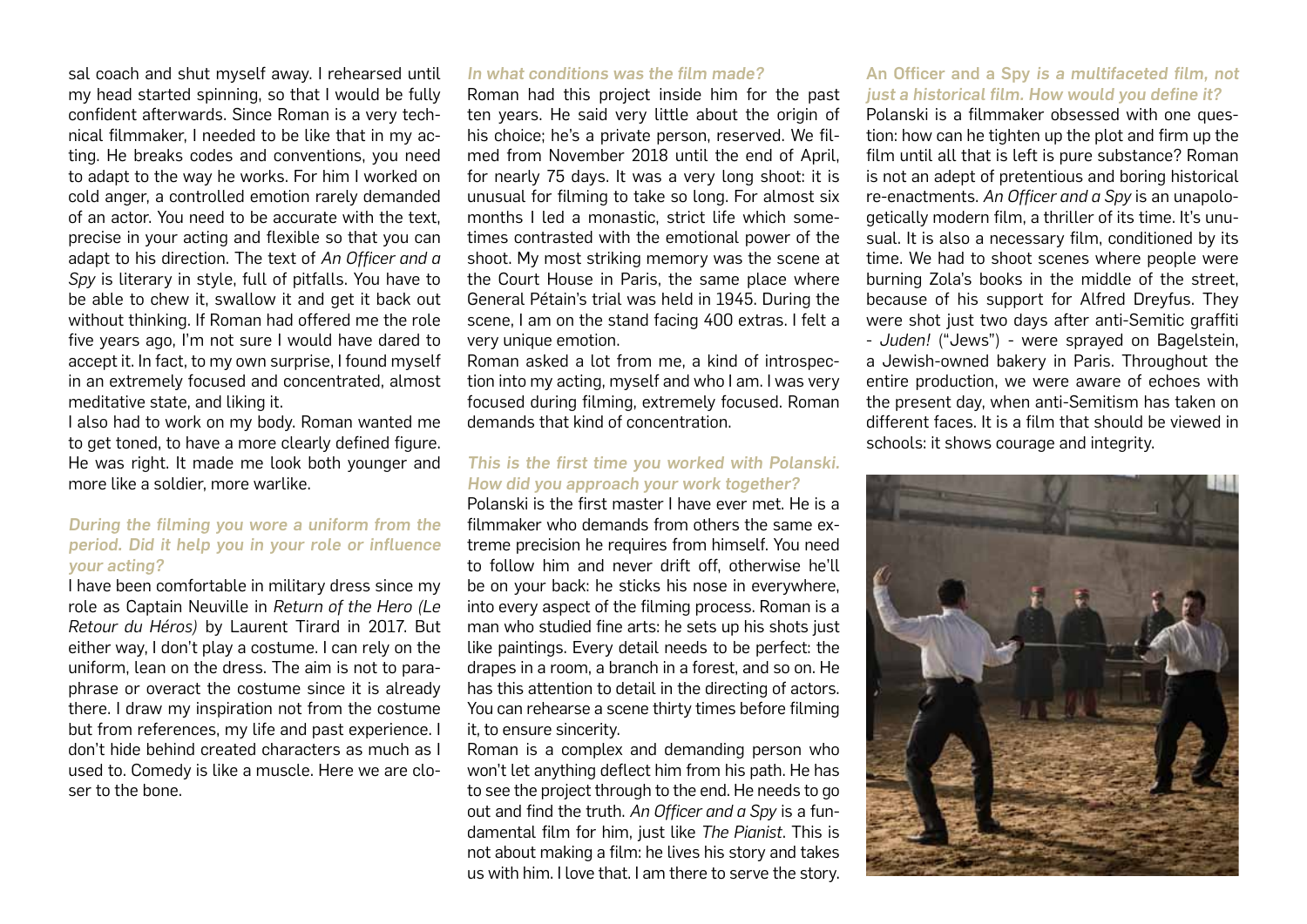sal coach and shut myself away. I rehearsed until my head started spinning, so that I would be fully confident afterwards. Since Roman is a very technical filmmaker, I needed to be like that in my acting. He breaks codes and conventions, you need to adapt to the way he works. For him I worked on cold anger, a controlled emotion rarely demanded of an actor. You need to be accurate with the text, precise in your acting and flexible so that you can adapt to his direction. The text of *An Officer and a Spy* is literary in style, full of pitfalls. You have to be able to chew it, swallow it and get it back out without thinking. If Roman had offered me the role five years ago, I'm not sure I would have dared to accept it. In fact, to my own surprise, I found myself in an extremely focused and concentrated, almost meditative state, and liking it.

I also had to work on my body. Roman wanted me to get toned, to have a more clearly defined figure. He was right. It made me look both younger and more like a soldier, more warlike.

### *During the filming you wore a uniform from the period. Did it help you in your role or influence your acting?*

I have been comfortable in military dress since my role as Captain Neuville in *Return of the Hero (Le Retour du Héros)* by Laurent Tirard in 2017. But either way, I don't play a costume. I can rely on the uniform, lean on the dress. The aim is not to paraphrase or overact the costume since it is already there. I draw my inspiration not from the costume but from references, my life and past experience. I don't hide behind created characters as much as I used to. Comedy is like a muscle. Here we are closer to the bone.

### *In what conditions was the film made?*

Roman had this project inside him for the past ten years. He said very little about the origin of his choice; he's a private person, reserved. We filmed from November 2018 until the end of April, for nearly 75 days. It was a very long shoot: it is unusual for filming to take so long. For almost six months I led a monastic, strict life which sometimes contrasted with the emotional power of the shoot. My most striking memory was the scene at the Court House in Paris, the same place where General Pétain's trial was held in 1945. During the scene, I am on the stand facing 400 extras. I felt a very unique emotion.

Roman asked a lot from me, a kind of introspection into my acting, myself and who I am. I was very focused during filming, extremely focused. Roman demands that kind of concentration.

### *This is the first time you worked with Polanski. How did you approach your work together?*

Polanski is the first master I have ever met. He is a filmmaker who demands from others the same extreme precision he requires from himself. You need to follow him and never drift off, otherwise he'll be on your back: he sticks his nose in everywhere, into every aspect of the filming process. Roman is a man who studied fine arts: he sets up his shots just like paintings. Every detail needs to be perfect: the drapes in a room, a branch in a forest, and so on. He has this attention to detail in the directing of actors. You can rehearse a scene thirty times before filming it, to ensure sincerity.

Roman is a complex and demanding person who won't let anything deflect him from his path. He has to see the project through to the end. He needs to go out and find the truth. *An Officer and a Spy* is a fundamental film for him, just like *The Pianist*. This is not about making a film: he lives his story and takes us with him. I love that. I am there to serve the story.

### An Officer and a Spy *is a multifaceted film, not just a historical film. How would you define it?*

Polanski is a filmmaker obsessed with one question: how can he tighten up the plot and firm up the film until all that is left is pure substance? Roman is not an adept of pretentious and boring historical re-enactments. *An Officer and a Spy* is an unapologetically modern film, a thriller of its time. It's unusual. It is also a necessary film, conditioned by its time. We had to shoot scenes where people were burning Zola's books in the middle of the street, because of his support for Alfred Dreyfus. They were shot just two days after anti-Semitic graffiti - *Juden!* ("Jews") - were sprayed on Bagelstein, a Jewish-owned bakery in Paris. Throughout the entire production, we were aware of echoes with the present day, when anti-Semitism has taken on different faces. It is a film that should be viewed in schools: it shows courage and integrity.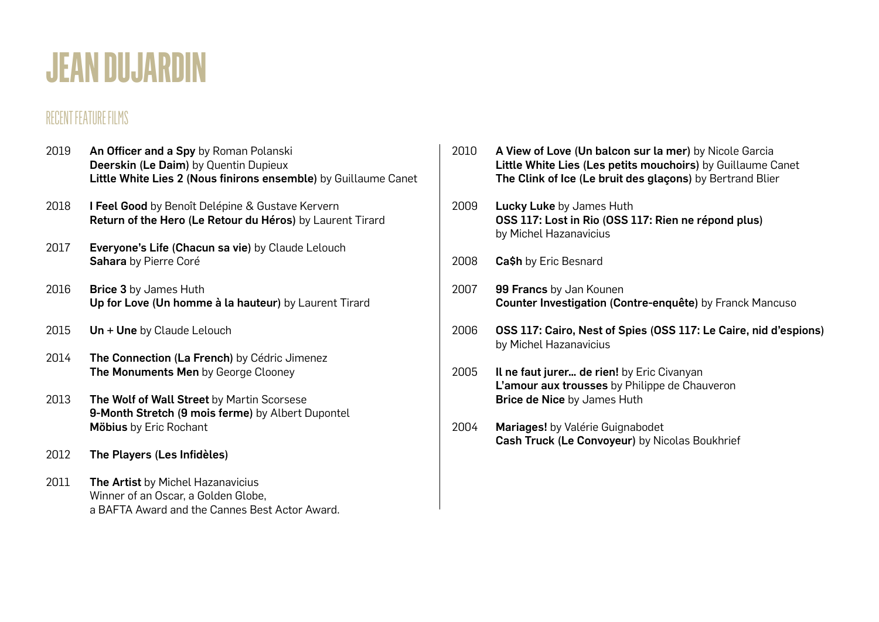# JEAN DUJARDIN

## RECENT FEATURE FILMS

2019 **An Officer and a Spy** by Roman Polanski
**Deerskin (Le Daim)** by Quentin Dupieux
**Little White Lies 2 (Nous finirons ensemble)** by Guillaume Canet

2018 **I Feel Good** by Benoît Delépine & Gustave Kervern
**Return of the Hero (Le Retour du Héros)** by Laurent Tirard

2017 **Everyone's Life (Chacun sa vie)** by Claude Lelouch
**Sahara** by Pierre Coré

2016 **Brice 3** by James Huth
**Up for Love (Un homme à la hauteur)** by Laurent Tirard

2015 **Un + Une** by Claude Lelouch

2014 **The Connection (La French)** by Cédric Jimenez
**The Monuments Men** by George Clooney

2013 **The Wolf of Wall Street** by Martin Scorsese
**9-Month Stretch (9 mois ferme)** by Albert Dupontel
**Möbius** by Eric Rochant

2012 **The Players (Les Infidèles)**

2011 **The Artist** by Michel Hazanavicius
Winner of an Oscar, a Golden Globe,
a BAFTA Award and the Cannes Best Actor Award.

2010 **A View of Love (Un balcon sur la mer)** by Nicole Garcia
**Little White Lies (Les petits mouchoirs)** by Guillaume Canet
**The Clink of Ice (Le bruit des glaçons)** by Bertrand Blier

2009 **Lucky Luke** by James Huth
**OSS 117: Lost in Rio (OSS 117: Rien ne répond plus)** by Michel Hazanavicius

2008 **Ca$h** by Eric Besnard

2007 **99 Francs** by Jan Kounen
**Counter Investigation (Contre-enquête)** by Franck Mancuso

2006 **OSS 117: Cairo, Nest of Spies (OSS 117: Le Caire, nid d'espions)** by Michel Hazanavicius

2005 **Il ne faut jurer... de rien!** by Eric Civanyan
**L'amour aux trousses** by Philippe de Chauveron
**Brice de Nice** by James Huth

2004 **Mariages!** by Valérie Guignabodet
**Cash Truck (Le Convoyeur)** by Nicolas Boukhrief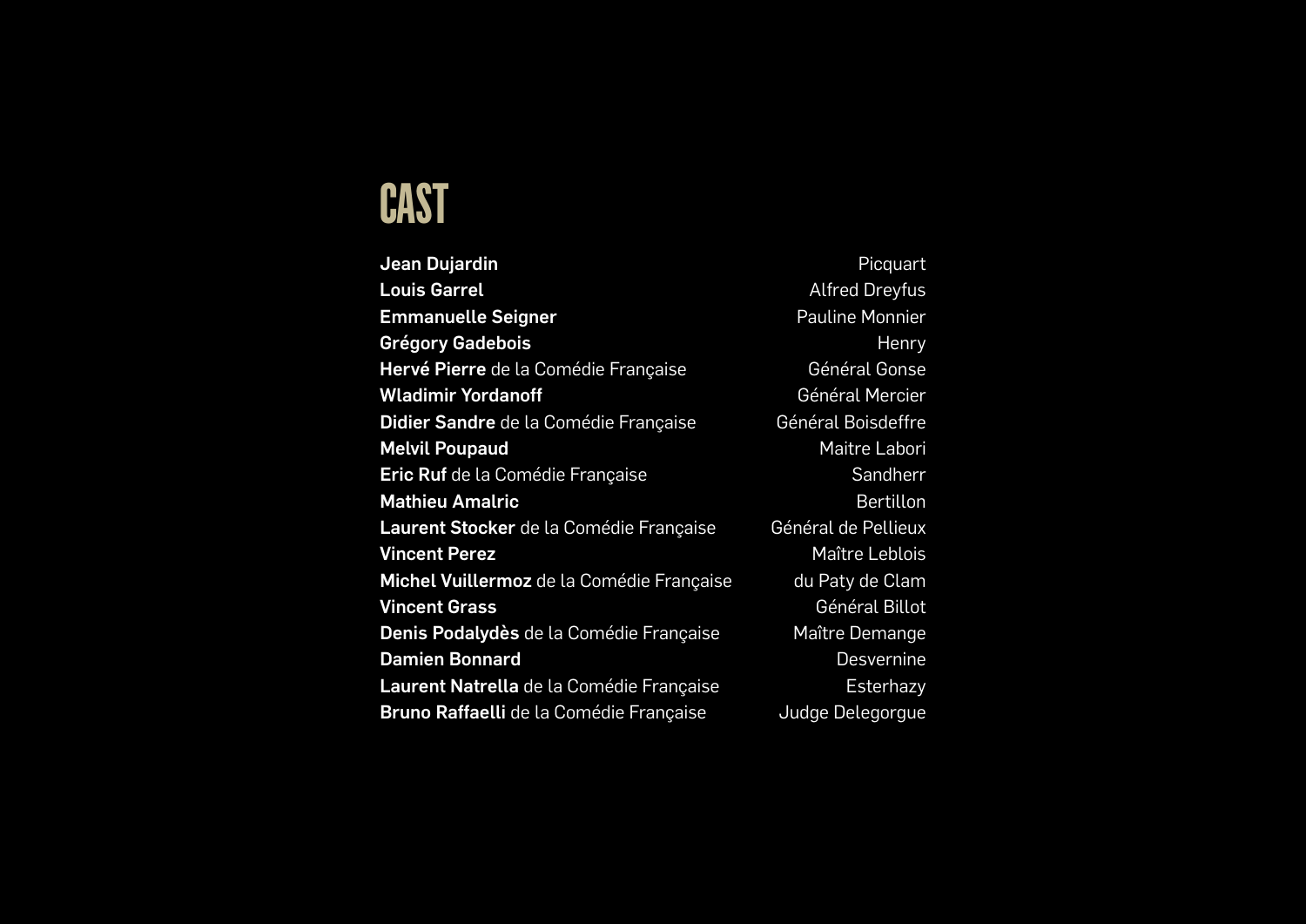# CAST

| | |
|---|---|
| **Jean Dujardin** | Picquart |
| **Louis Garrel** | Alfred Dreyfus |
| **Emmanuelle Seigner** | Pauline Monnier |
| **Grégory Gadebois** | Henry |
| **Hervé Pierre** de la Comédie Française | Général Gonse |
| **Wladimir Yordanoff** | Général Mercier |
| **Didier Sandre** de la Comédie Française | Général Boisdeffre |
| **Melvil Poupaud** | Maitre Labori |
| **Eric Ruf** de la Comédie Française | Sandherr |
| **Mathieu Amalric** | Bertillon |
| **Laurent Stocker** de la Comédie Française | Général de Pellieux |
| **Vincent Perez** | Maître Leblois |
| **Michel Vuillermoz** de la Comédie Française | du Paty de Clam |
| **Vincent Grass** | Général Billot |
| **Denis Podalydès** de la Comédie Française | Maître Demange |
| **Damien Bonnard** | Desvernine |
| **Laurent Natrella** de la Comédie Française | Esterhazy |
| **Bruno Raffaelli** de la Comédie Française | Judge Delegorgue |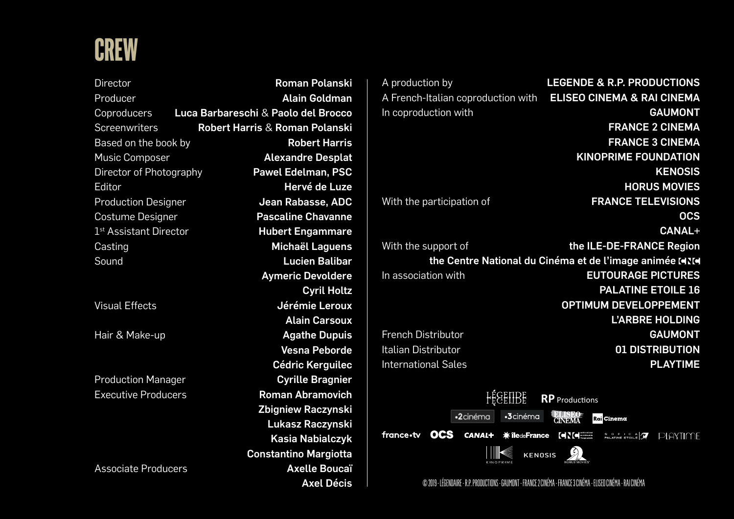# CREW

| | |
|---|---|
| Director | **Roman Polanski** |
| Producer | **Alain Goldman** |
| Coproducers | **Luca Barbareschi** & **Paolo del Brocco** |
| Screenwriters | **Robert Harris** & **Roman Polanski** |
| Based on the book by | **Robert Harris** |
| Music Composer | **Alexandre Desplat** |
| Director of Photography | **Pawel Edelman, PSC** |
| Editor | **Hervé de Luze** |
| Production Designer | **Jean Rabasse, ADC** |
| Costume Designer | **Pascaline Chavanne** |
| 1st Assistant Director | **Hubert Engammare** |
| Casting | **Michaël Laguens** |
| Sound | **Lucien Balibar** |
| | **Aymeric Devoldere** |
| | **Cyril Holtz** |
| Visual Effects | **Jérémie Leroux** |
| | **Alain Carsoux** |
| Hair & Make-up | **Agathe Dupuis** |
| | **Vesna Peborde** |
| | **Cédric Kerguilec** |
| Production Manager | **Cyrille Bragnier** |
| Executive Producers | **Roman Abramovich** |
| | **Zbigniew Raczynski** |
| | **Lukasz Raczynski** |
| | **Kasia Nabialczyk** |
| | **Constantino Margiotta** |
| Associate Producers | **Axelle Boucaï** |
| | **Axel Décis** |

| | |
|---|---|
| A production by | **LEGENDE & R.P. PRODUCTIONS** |
| A French-Italian coproduction with | **ELISEO CINEMA & RAI CINEMA** |
| In coproduction with | **GAUMONT** |
| | **FRANCE 2 CINEMA** |
| | **FRANCE 3 CINEMA** |
| | **KINOPRIME FOUNDATION** |
| | **KENOSIS** |
| | **HORUS MOVIES** |
| With the participation of | **FRANCE TELEVISIONS** |
| | **OCS** |
| | **CANAL+** |
| With the support of | **the ILE-DE-FRANCE Region** |
| | **the Centre National du Cinéma et de l'image animée CNC** |
| In association with | **EUTOURAGE PICTURES** |
| | **PALATINE ETOILE 16** |
| | **OPTIMUM DEVELOPPEMENT** |
| | **L'ARBRE HOLDING** |
| French Distributor | **GAUMONT** |
| Italian Distributor | **01 DISTRIBUTION** |
| International Sales | **PLAYTIME** |

© 2019 - LÉGENDAIRE - R.P. PRODUCTIONS - GAUMONT - FRANCE 2 CINÉMA - FRANCE 3 CINÉMA - ELISEO CINÉMA - RAI CINÉMA